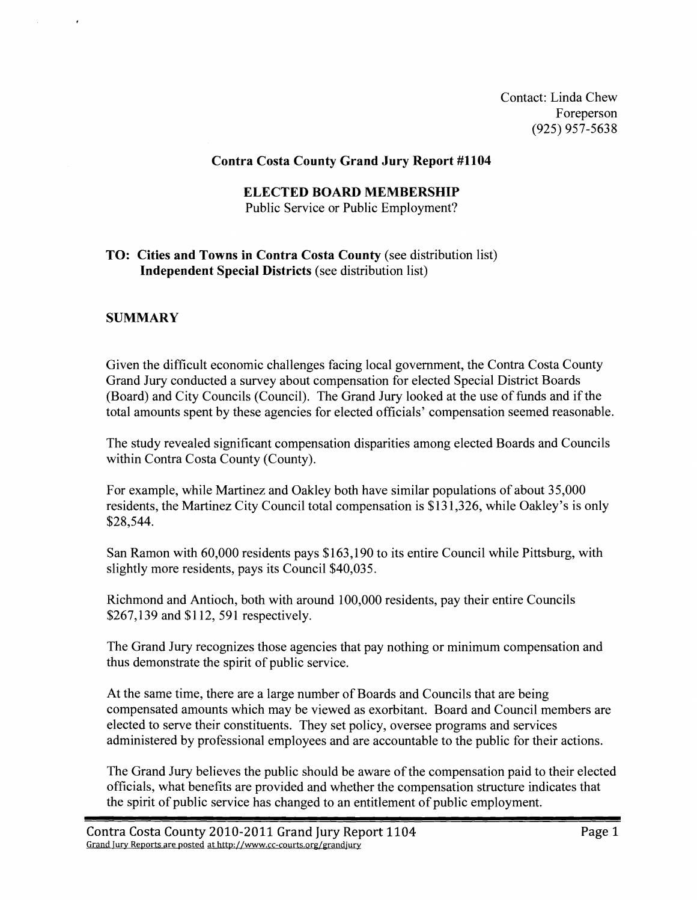Contact: Linda Chew
Foreperson
(925) 957-5638

**Contra Costa County Grand Jury Report #1104**

**ELECTED BOARD MEMBERSHIP**
Public Service or Public Employment?

**TO: Cities and Towns in Contra Costa County** (see distribution list)
**Independent Special Districts** (see distribution list)

## SUMMARY

Given the difficult economic challenges facing local government, the Contra Costa County Grand Jury conducted a survey about compensation for elected Special District Boards (Board) and City Councils (Council). The Grand Jury looked at the use of funds and if the total amounts spent by these agencies for elected officials' compensation seemed reasonable.

The study revealed significant compensation disparities among elected Boards and Councils within Contra Costa County (County).

For example, while Martinez and Oakley both have similar populations of about 35,000 residents, the Martinez City Council total compensation is $131,326, while Oakley's is only $28,544.

San Ramon with 60,000 residents pays $163,190 to its entire Council while Pittsburg, with slightly more residents, pays its Council $40,035.

Richmond and Antioch, both with around 100,000 residents, pay their entire Councils $267,139 and $112, 591 respectively.

The Grand Jury recognizes those agencies that pay nothing or minimum compensation and thus demonstrate the spirit of public service.

At the same time, there are a large number of Boards and Councils that are being compensated amounts which may be viewed as exorbitant. Board and Council members are elected to serve their constituents. They set policy, oversee programs and services administered by professional employees and are accountable to the public for their actions.

The Grand Jury believes the public should be aware of the compensation paid to their elected officials, what benefits are provided and whether the compensation structure indicates that the spirit of public service has changed to an entitlement of public employment.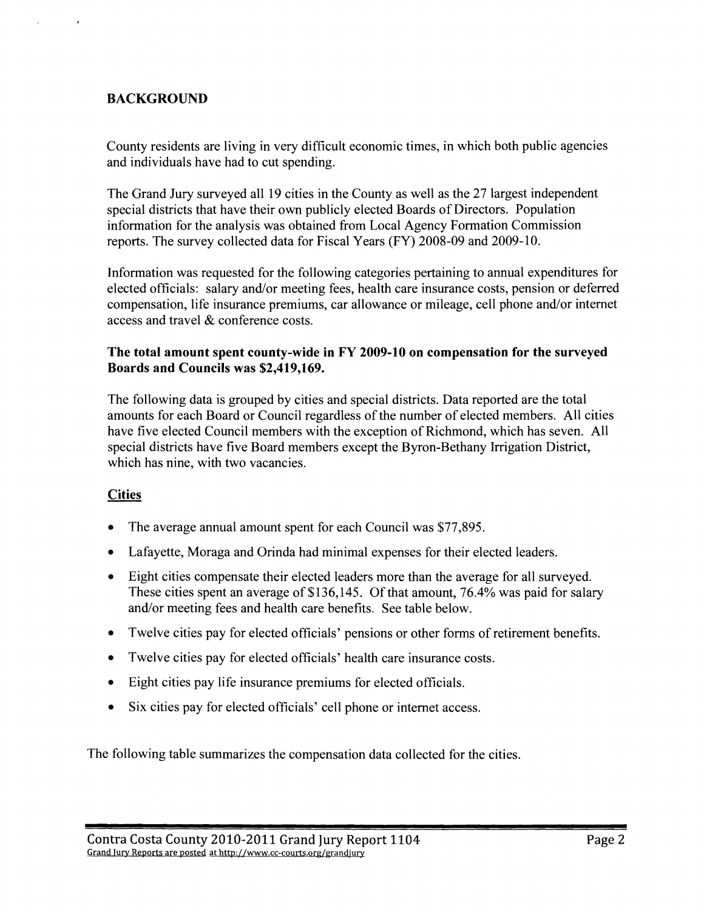## BACKGROUND

County residents are living in very difficult economic times, in which both public agencies and individuals have had to cut spending.

The Grand Jury surveyed all 19 cities in the County as well as the 27 largest independent special districts that have their own publicly elected Boards of Directors. Population information for the analysis was obtained from Local Agency Formation Commission reports. The survey collected data for Fiscal Years (FY) 2008-09 and 2009-10.

Information was requested for the following categories pertaining to annual expenditures for elected officials: salary and/or meeting fees, health care insurance costs, pension or deferred compensation, life insurance premiums, car allowance or mileage, cell phone and/or internet access and travel & conference costs.

**The total amount spent county-wide in FY 2009-10 on compensation for the surveyed Boards and Councils was $2,419,169.**

The following data is grouped by cities and special districts. Data reported are the total amounts for each Board or Council regardless of the number of elected members. All cities have five elected Council members with the exception of Richmond, which has seven. All special districts have five Board members except the Byron-Bethany Irrigation District, which has nine, with two vacancies.

### Cities

- The average annual amount spent for each Council was $77,895.
- Lafayette, Moraga and Orinda had minimal expenses for their elected leaders.
- Eight cities compensate their elected leaders more than the average for all surveyed. These cities spent an average of $136,145. Of that amount, 76.4% was paid for salary and/or meeting fees and health care benefits. See table below.
- Twelve cities pay for elected officials' pensions or other forms of retirement benefits.
- Twelve cities pay for elected officials' health care insurance costs.
- Eight cities pay life insurance premiums for elected officials.
- Six cities pay for elected officials' cell phone or internet access.

The following table summarizes the compensation data collected for the cities.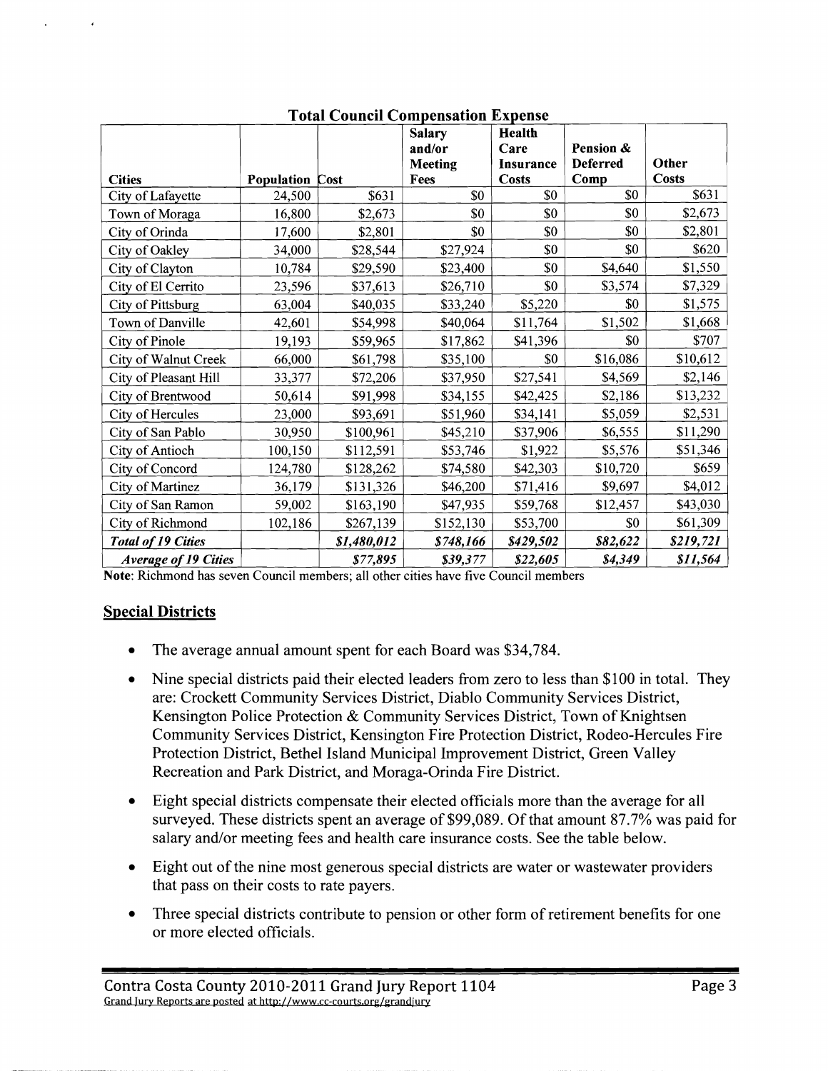**Total Council Compensation Expense**

| Cities | Population | Cost | Salary and/or Meeting Fees | Health Care Insurance Costs | Pension & Deferred Comp | Other Costs |
|---|---|---|---|---|---|---|
| City of Lafayette | 24,500 | $631 | $0 | $0 | $0 | $631 |
| Town of Moraga | 16,800 | $2,673 | $0 | $0 | $0 | $2,673 |
| City of Orinda | 17,600 | $2,801 | $0 | $0 | $0 | $2,801 |
| City of Oakley | 34,000 | $28,544 | $27,924 | $0 | $0 | $620 |
| City of Clayton | 10,784 | $29,590 | $23,400 | $0 | $4,640 | $1,550 |
| City of El Cerrito | 23,596 | $37,613 | $26,710 | $0 | $3,574 | $7,329 |
| City of Pittsburg | 63,004 | $40,035 | $33,240 | $5,220 | $0 | $1,575 |
| Town of Danville | 42,601 | $54,998 | $40,064 | $11,764 | $1,502 | $1,668 |
| City of Pinole | 19,193 | $59,965 | $17,862 | $41,396 | $0 | $707 |
| City of Walnut Creek | 66,000 | $61,798 | $35,100 | $0 | $16,086 | $10,612 |
| City of Pleasant Hill | 33,377 | $72,206 | $37,950 | $27,541 | $4,569 | $2,146 |
| City of Brentwood | 50,614 | $91,998 | $34,155 | $42,425 | $2,186 | $13,232 |
| City of Hercules | 23,000 | $93,691 | $51,960 | $34,141 | $5,059 | $2,531 |
| City of San Pablo | 30,950 | $100,961 | $45,210 | $37,906 | $6,555 | $11,290 |
| City of Antioch | 100,150 | $112,591 | $53,746 | $1,922 | $5,576 | $51,346 |
| City of Concord | 124,780 | $128,262 | $74,580 | $42,303 | $10,720 | $659 |
| City of Martinez | 36,179 | $131,326 | $46,200 | $71,416 | $9,697 | $4,012 |
| City of San Ramon | 59,002 | $163,190 | $47,935 | $59,768 | $12,457 | $43,030 |
| City of Richmond | 102,186 | $267,139 | $152,130 | $53,700 | $0 | $61,309 |
| *Total of 19 Cities* | | *$1,480,012* | *$748,166* | *$429,502* | *$82,622* | *$219,721* |
| *Average of 19 Cities* | | *$77,895* | *$39,377* | *$22,605* | *$4,349* | *$11,564* |

**Note**: Richmond has seven Council members; all other cities have five Council members

## Special Districts

- The average annual amount spent for each Board was $34,784.
- Nine special districts paid their elected leaders from zero to less than $100 in total. They are: Crockett Community Services District, Diablo Community Services District, Kensington Police Protection & Community Services District, Town of Knightsen Community Services District, Kensington Fire Protection District, Rodeo-Hercules Fire Protection District, Bethel Island Municipal Improvement District, Green Valley Recreation and Park District, and Moraga-Orinda Fire District.
- Eight special districts compensate their elected officials more than the average for all surveyed. These districts spent an average of $99,089. Of that amount 87.7% was paid for salary and/or meeting fees and health care insurance costs. See the table below.
- Eight out of the nine most generous special districts are water or wastewater providers that pass on their costs to rate payers.
- Three special districts contribute to pension or other form of retirement benefits for one or more elected officials.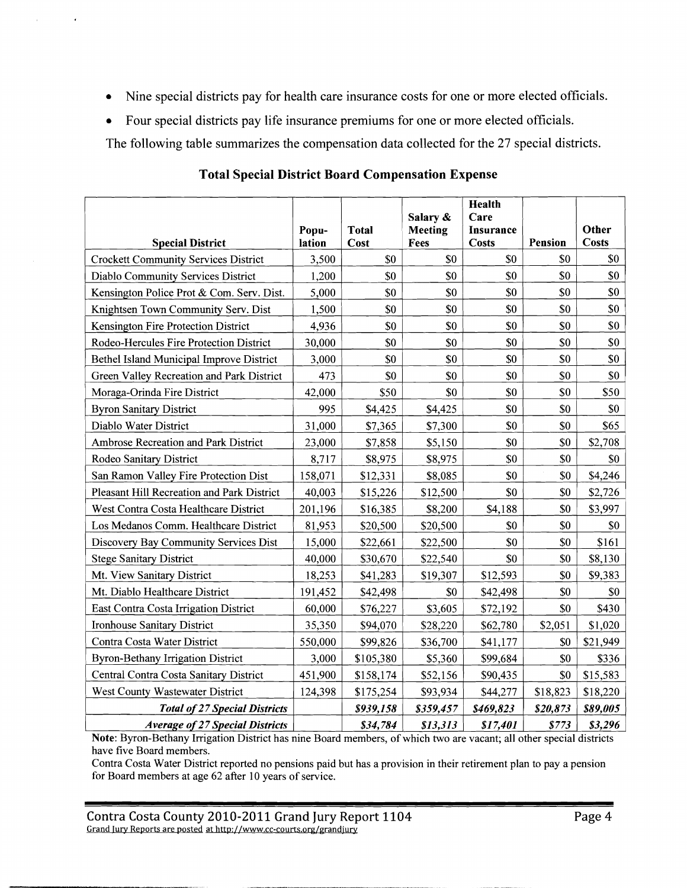- Nine special districts pay for health care insurance costs for one or more elected officials.
- Four special districts pay life insurance premiums for one or more elected officials.

The following table summarizes the compensation data collected for the 27 special districts.

## Total Special District Board Compensation Expense

| Special District | Population | Total Cost | Salary & Meeting Fees | Health Care Insurance Costs | Pension | Other Costs |
|---|---|---|---|---|---|---|
| Crockett Community Services District | 3,500 | $0 | $0 | $0 | $0 | $0 |
| Diablo Community Services District | 1,200 | $0 | $0 | $0 | $0 | $0 |
| Kensington Police Prot & Com. Serv. Dist. | 5,000 | $0 | $0 | $0 | $0 | $0 |
| Knightsen Town Community Serv. Dist | 1,500 | $0 | $0 | $0 | $0 | $0 |
| Kensington Fire Protection District | 4,936 | $0 | $0 | $0 | $0 | $0 |
| Rodeo-Hercules Fire Protection District | 30,000 | $0 | $0 | $0 | $0 | $0 |
| Bethel Island Municipal Improve District | 3,000 | $0 | $0 | $0 | $0 | $0 |
| Green Valley Recreation and Park District | 473 | $0 | $0 | $0 | $0 | $0 |
| Moraga-Orinda Fire District | 42,000 | $50 | $0 | $0 | $0 | $50 |
| Byron Sanitary District | 995 | $4,425 | $4,425 | $0 | $0 | $0 |
| Diablo Water District | 31,000 | $7,365 | $7,300 | $0 | $0 | $65 |
| Ambrose Recreation and Park District | 23,000 | $7,858 | $5,150 | $0 | $0 | $2,708 |
| Rodeo Sanitary District | 8,717 | $8,975 | $8,975 | $0 | $0 | $0 |
| San Ramon Valley Fire Protection Dist | 158,071 | $12,331 | $8,085 | $0 | $0 | $4,246 |
| Pleasant Hill Recreation and Park District | 40,003 | $15,226 | $12,500 | $0 | $0 | $2,726 |
| West Contra Costa Healthcare District | 201,196 | $16,385 | $8,200 | $4,188 | $0 | $3,997 |
| Los Medanos Comm. Healthcare District | 81,953 | $20,500 | $20,500 | $0 | $0 | $0 |
| Discovery Bay Community Services Dist | 15,000 | $22,661 | $22,500 | $0 | $0 | $161 |
| Stege Sanitary District | 40,000 | $30,670 | $22,540 | $0 | $0 | $8,130 |
| Mt. View Sanitary District | 18,253 | $41,283 | $19,307 | $12,593 | $0 | $9,383 |
| Mt. Diablo Healthcare District | 191,452 | $42,498 | $0 | $42,498 | $0 | $0 |
| East Contra Costa Irrigation District | 60,000 | $76,227 | $3,605 | $72,192 | $0 | $430 |
| Ironhouse Sanitary District | 35,350 | $94,070 | $28,220 | $62,780 | $2,051 | $1,020 |
| Contra Costa Water District | 550,000 | $99,826 | $36,700 | $41,177 | $0 | $21,949 |
| Byron-Bethany Irrigation District | 3,000 | $105,380 | $5,360 | $99,684 | $0 | $336 |
| Central Contra Costa Sanitary District | 451,900 | $158,174 | $52,156 | $90,435 | $0 | $15,583 |
| West County Wastewater District | 124,398 | $175,254 | $93,934 | $44,277 | $18,823 | $18,220 |
| ***Total of 27 Special Districts*** | | ***$939,158*** | ***$359,457*** | ***$469,823*** | ***$20,873*** | ***$89,005*** |
| ***Average of 27 Special Districts*** | | ***$34,784*** | ***$13,313*** | ***$17,401*** | ***$773*** | ***$3,296*** |

**Note**: Byron-Bethany Irrigation District has nine Board members, of which two are vacant; all other special districts have five Board members.

Contra Costa Water District reported no pensions paid but has a provision in their retirement plan to pay a pension for Board members at age 62 after 10 years of service.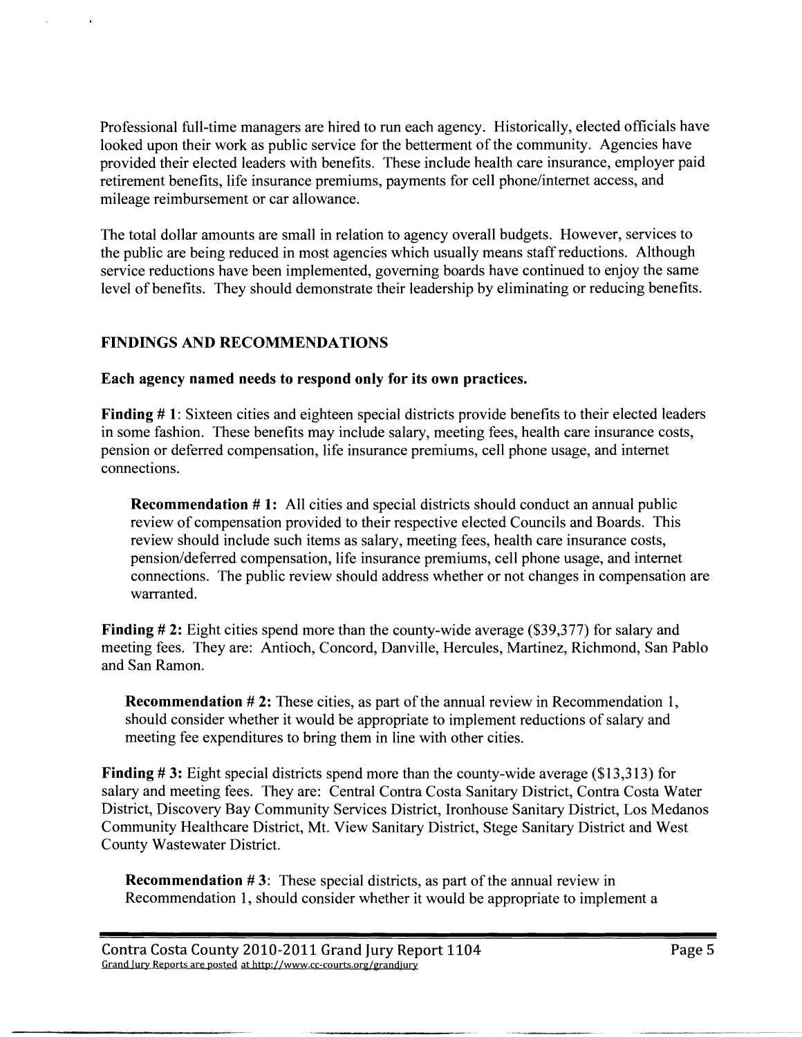Professional full-time managers are hired to run each agency. Historically, elected officials have looked upon their work as public service for the betterment of the community. Agencies have provided their elected leaders with benefits. These include health care insurance, employer paid retirement benefits, life insurance premiums, payments for cell phone/internet access, and mileage reimbursement or car allowance.

The total dollar amounts are small in relation to agency overall budgets. However, services to the public are being reduced in most agencies which usually means staff reductions. Although service reductions have been implemented, governing boards have continued to enjoy the same level of benefits. They should demonstrate their leadership by eliminating or reducing benefits.

## FINDINGS AND RECOMMENDATIONS

**Each agency named needs to respond only for its own practices.**

**Finding # 1**: Sixteen cities and eighteen special districts provide benefits to their elected leaders in some fashion. These benefits may include salary, meeting fees, health care insurance costs, pension or deferred compensation, life insurance premiums, cell phone usage, and internet connections.

> **Recommendation # 1:** All cities and special districts should conduct an annual public review of compensation provided to their respective elected Councils and Boards. This review should include such items as salary, meeting fees, health care insurance costs, pension/deferred compensation, life insurance premiums, cell phone usage, and internet connections. The public review should address whether or not changes in compensation are warranted.

**Finding # 2:** Eight cities spend more than the county-wide average ($39,377) for salary and meeting fees. They are: Antioch, Concord, Danville, Hercules, Martinez, Richmond, San Pablo and San Ramon.

> **Recommendation # 2:** These cities, as part of the annual review in Recommendation 1, should consider whether it would be appropriate to implement reductions of salary and meeting fee expenditures to bring them in line with other cities.

**Finding # 3:** Eight special districts spend more than the county-wide average ($13,313) for salary and meeting fees. They are: Central Contra Costa Sanitary District, Contra Costa Water District, Discovery Bay Community Services District, Ironhouse Sanitary District, Los Medanos Community Healthcare District, Mt. View Sanitary District, Stege Sanitary District and West County Wastewater District.

> **Recommendation # 3**: These special districts, as part of the annual review in Recommendation 1, should consider whether it would be appropriate to implement a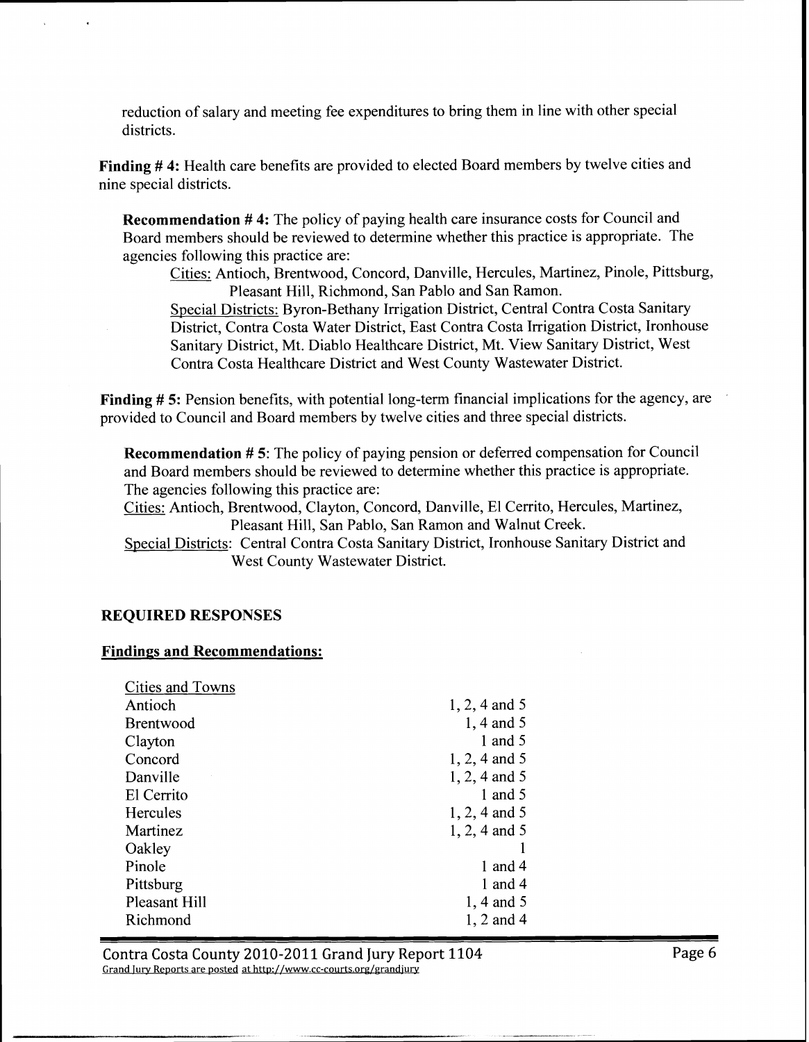reduction of salary and meeting fee expenditures to bring them in line with other special districts.

**Finding # 4:** Health care benefits are provided to elected Board members by twelve cities and nine special districts.

**Recommendation # 4:** The policy of paying health care insurance costs for Council and Board members should be reviewed to determine whether this practice is appropriate. The agencies following this practice are:

<u>Cities:</u> Antioch, Brentwood, Concord, Danville, Hercules, Martinez, Pinole, Pittsburg, Pleasant Hill, Richmond, San Pablo and San Ramon.

<u>Special Districts:</u> Byron-Bethany Irrigation District, Central Contra Costa Sanitary District, Contra Costa Water District, East Contra Costa Irrigation District, Ironhouse Sanitary District, Mt. Diablo Healthcare District, Mt. View Sanitary District, West Contra Costa Healthcare District and West County Wastewater District.

**Finding # 5:** Pension benefits, with potential long-term financial implications for the agency, are provided to Council and Board members by twelve cities and three special districts.

**Recommendation # 5**: The policy of paying pension or deferred compensation for Council and Board members should be reviewed to determine whether this practice is appropriate. The agencies following this practice are:

<u>Cities:</u> Antioch, Brentwood, Clayton, Concord, Danville, El Cerrito, Hercules, Martinez, Pleasant Hill, San Pablo, San Ramon and Walnut Creek.

<u>Special Districts</u>: Central Contra Costa Sanitary District, Ironhouse Sanitary District and West County Wastewater District.

## REQUIRED RESPONSES

### Findings and Recommendations:

| Cities and Towns | |
|---|---|
| Antioch | 1, 2, 4 and 5 |
| Brentwood | 1, 4 and 5 |
| Clayton | 1 and 5 |
| Concord | 1, 2, 4 and 5 |
| Danville | 1, 2, 4 and 5 |
| El Cerrito | 1 and 5 |
| Hercules | 1, 2, 4 and 5 |
| Martinez | 1, 2, 4 and 5 |
| Oakley | 1 |
| Pinole | 1 and 4 |
| Pittsburg | 1 and 4 |
| Pleasant Hill | 1, 4 and 5 |
| Richmond | 1, 2 and 4 |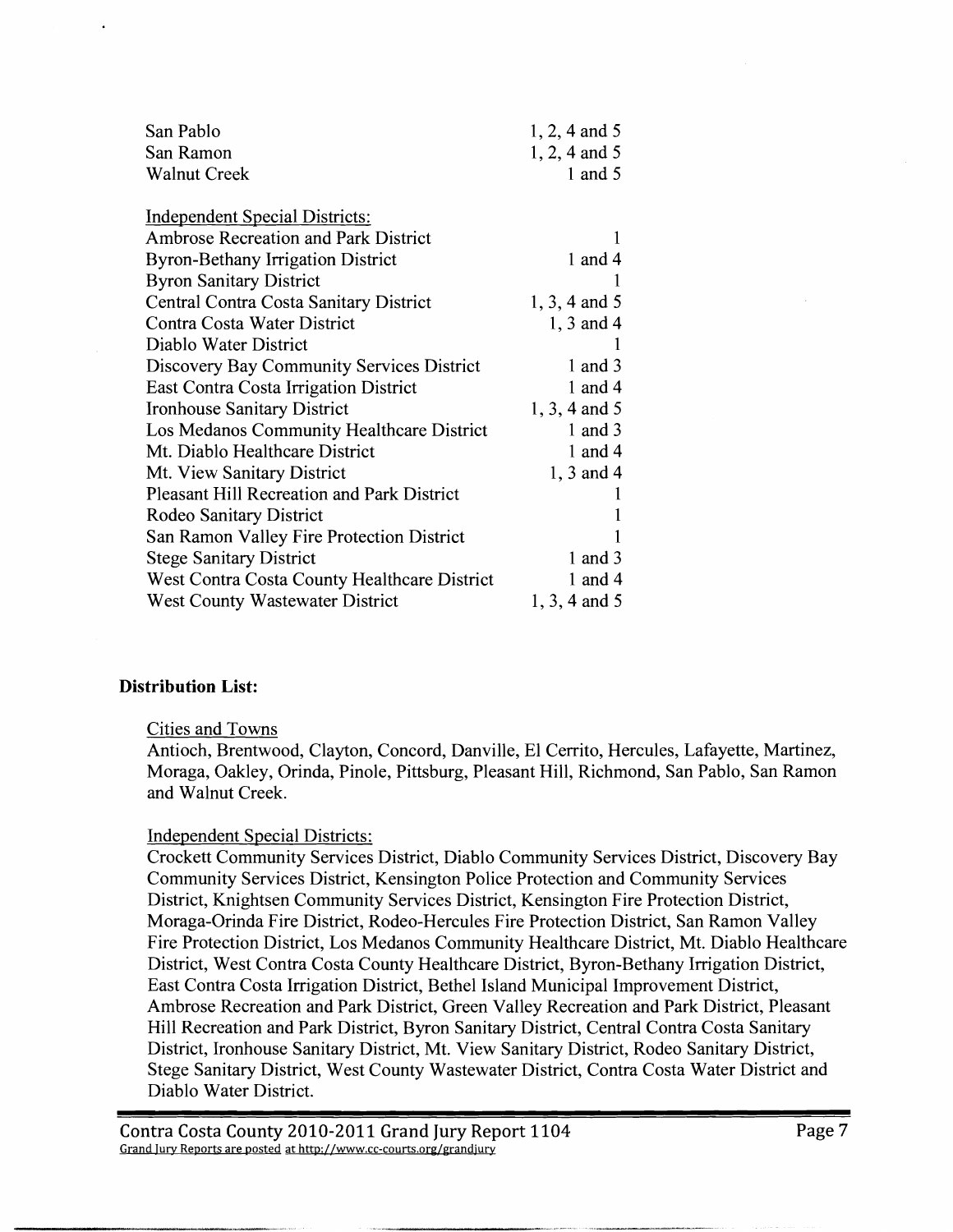| | |
|---|---|
| San Pablo | 1, 2, 4 and 5 |
| San Ramon | 1, 2, 4 and 5 |
| Walnut Creek | 1 and 5 |
| | |
| <u>Independent Special Districts:</u> | |
| Ambrose Recreation and Park District | 1 |
| Byron-Bethany Irrigation District | 1 and 4 |
| Byron Sanitary District | 1 |
| Central Contra Costa Sanitary District | 1, 3, 4 and 5 |
| Contra Costa Water District | 1, 3 and 4 |
| Diablo Water District | 1 |
| Discovery Bay Community Services District | 1 and 3 |
| East Contra Costa Irrigation District | 1 and 4 |
| Ironhouse Sanitary District | 1, 3, 4 and 5 |
| Los Medanos Community Healthcare District | 1 and 3 |
| Mt. Diablo Healthcare District | 1 and 4 |
| Mt. View Sanitary District | 1, 3 and 4 |
| Pleasant Hill Recreation and Park District | 1 |
| Rodeo Sanitary District | 1 |
| San Ramon Valley Fire Protection District | 1 |
| Stege Sanitary District | 1 and 3 |
| West Contra Costa County Healthcare District | 1 and 4 |
| West County Wastewater District | 1, 3, 4 and 5 |

**Distribution List:**

<u>Cities and Towns</u>

Antioch, Brentwood, Clayton, Concord, Danville, El Cerrito, Hercules, Lafayette, Martinez, Moraga, Oakley, Orinda, Pinole, Pittsburg, Pleasant Hill, Richmond, San Pablo, San Ramon and Walnut Creek.

<u>Independent Special Districts:</u>

Crockett Community Services District, Diablo Community Services District, Discovery Bay Community Services District, Kensington Police Protection and Community Services District, Knightsen Community Services District, Kensington Fire Protection District, Moraga-Orinda Fire District, Rodeo-Hercules Fire Protection District, San Ramon Valley Fire Protection District, Los Medanos Community Healthcare District, Mt. Diablo Healthcare District, West Contra Costa County Healthcare District, Byron-Bethany Irrigation District, East Contra Costa Irrigation District, Bethel Island Municipal Improvement District, Ambrose Recreation and Park District, Green Valley Recreation and Park District, Pleasant Hill Recreation and Park District, Byron Sanitary District, Central Contra Costa Sanitary District, Ironhouse Sanitary District, Mt. View Sanitary District, Rodeo Sanitary District, Stege Sanitary District, West County Wastewater District, Contra Costa Water District and Diablo Water District.